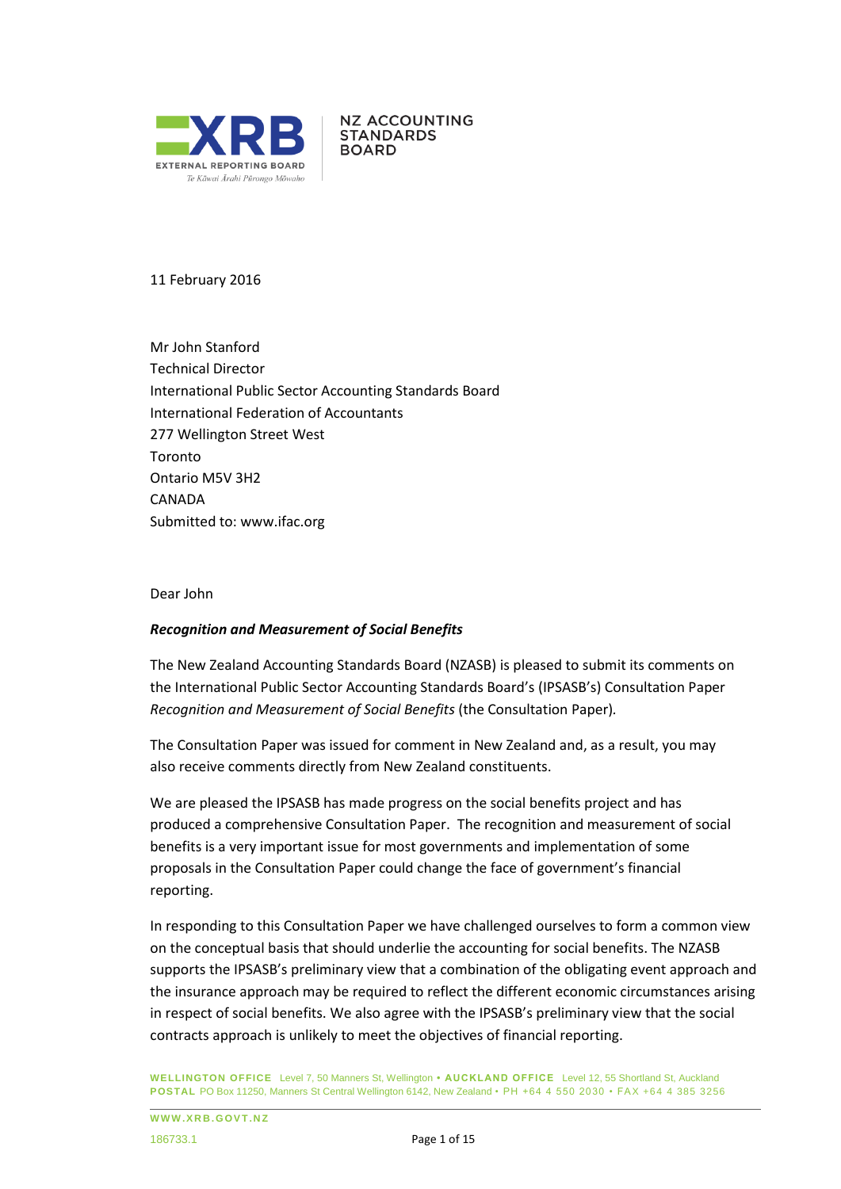NZ ACCOUNTING STANDARDS BOARD

11 February 2016

Mr John Stanford
Technical Director
International Public Sector Accounting Standards Board
International Federation of Accountants
277 Wellington Street West
Toronto
Ontario M5V 3H2
CANADA
Submitted to: www.ifac.org

Dear John

***Recognition and Measurement of Social Benefits***

The New Zealand Accounting Standards Board (NZASB) is pleased to submit its comments on the International Public Sector Accounting Standards Board's (IPSASB's) Consultation Paper *Recognition and Measurement of Social Benefits* (the Consultation Paper).

The Consultation Paper was issued for comment in New Zealand and, as a result, you may also receive comments directly from New Zealand constituents.

We are pleased the IPSASB has made progress on the social benefits project and has produced a comprehensive Consultation Paper. The recognition and measurement of social benefits is a very important issue for most governments and implementation of some proposals in the Consultation Paper could change the face of government's financial reporting.

In responding to this Consultation Paper we have challenged ourselves to form a common view on the conceptual basis that should underlie the accounting for social benefits. The NZASB supports the IPSASB's preliminary view that a combination of the obligating event approach and the insurance approach may be required to reflect the different economic circumstances arising in respect of social benefits. We also agree with the IPSASB's preliminary view that the social contracts approach is unlikely to meet the objectives of financial reporting.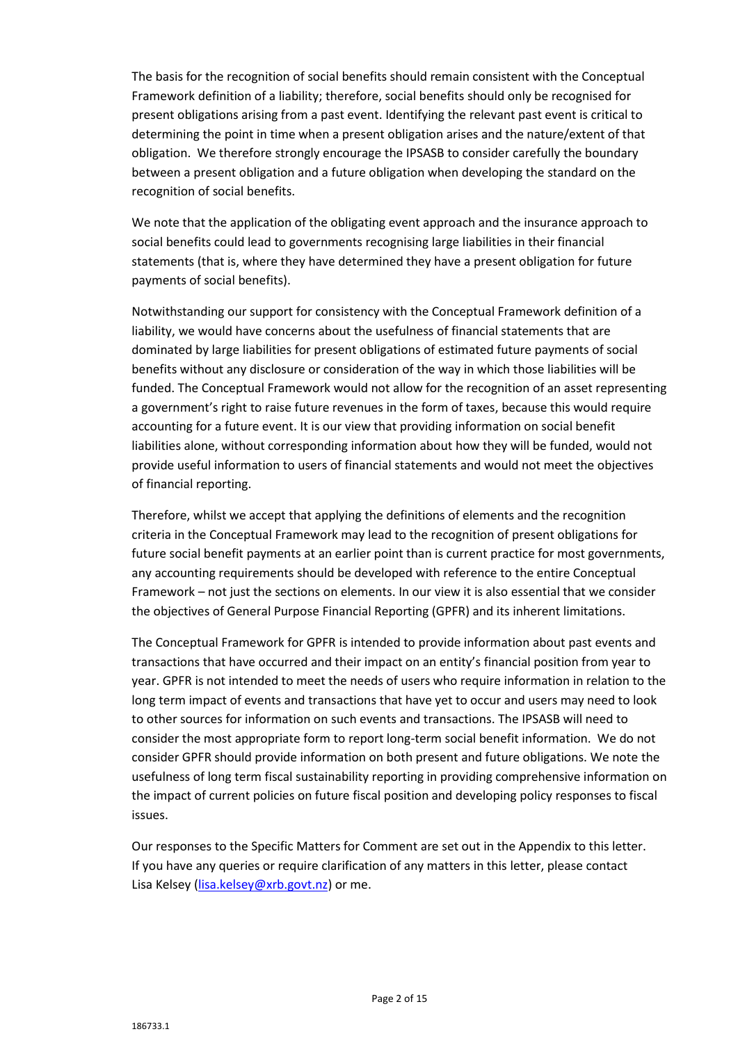The basis for the recognition of social benefits should remain consistent with the Conceptual Framework definition of a liability; therefore, social benefits should only be recognised for present obligations arising from a past event. Identifying the relevant past event is critical to determining the point in time when a present obligation arises and the nature/extent of that obligation. We therefore strongly encourage the IPSASB to consider carefully the boundary between a present obligation and a future obligation when developing the standard on the recognition of social benefits.

We note that the application of the obligating event approach and the insurance approach to social benefits could lead to governments recognising large liabilities in their financial statements (that is, where they have determined they have a present obligation for future payments of social benefits).

Notwithstanding our support for consistency with the Conceptual Framework definition of a liability, we would have concerns about the usefulness of financial statements that are dominated by large liabilities for present obligations of estimated future payments of social benefits without any disclosure or consideration of the way in which those liabilities will be funded. The Conceptual Framework would not allow for the recognition of an asset representing a government's right to raise future revenues in the form of taxes, because this would require accounting for a future event. It is our view that providing information on social benefit liabilities alone, without corresponding information about how they will be funded, would not provide useful information to users of financial statements and would not meet the objectives of financial reporting.

Therefore, whilst we accept that applying the definitions of elements and the recognition criteria in the Conceptual Framework may lead to the recognition of present obligations for future social benefit payments at an earlier point than is current practice for most governments, any accounting requirements should be developed with reference to the entire Conceptual Framework – not just the sections on elements. In our view it is also essential that we consider the objectives of General Purpose Financial Reporting (GPFR) and its inherent limitations.

The Conceptual Framework for GPFR is intended to provide information about past events and transactions that have occurred and their impact on an entity's financial position from year to year. GPFR is not intended to meet the needs of users who require information in relation to the long term impact of events and transactions that have yet to occur and users may need to look to other sources for information on such events and transactions. The IPSASB will need to consider the most appropriate form to report long-term social benefit information. We do not consider GPFR should provide information on both present and future obligations. We note the usefulness of long term fiscal sustainability reporting in providing comprehensive information on the impact of current policies on future fiscal position and developing policy responses to fiscal issues.

Our responses to the Specific Matters for Comment are set out in the Appendix to this letter. If you have any queries or require clarification of any matters in this letter, please contact Lisa Kelsey (lisa.kelsey@xrb.govt.nz) or me.

186733.1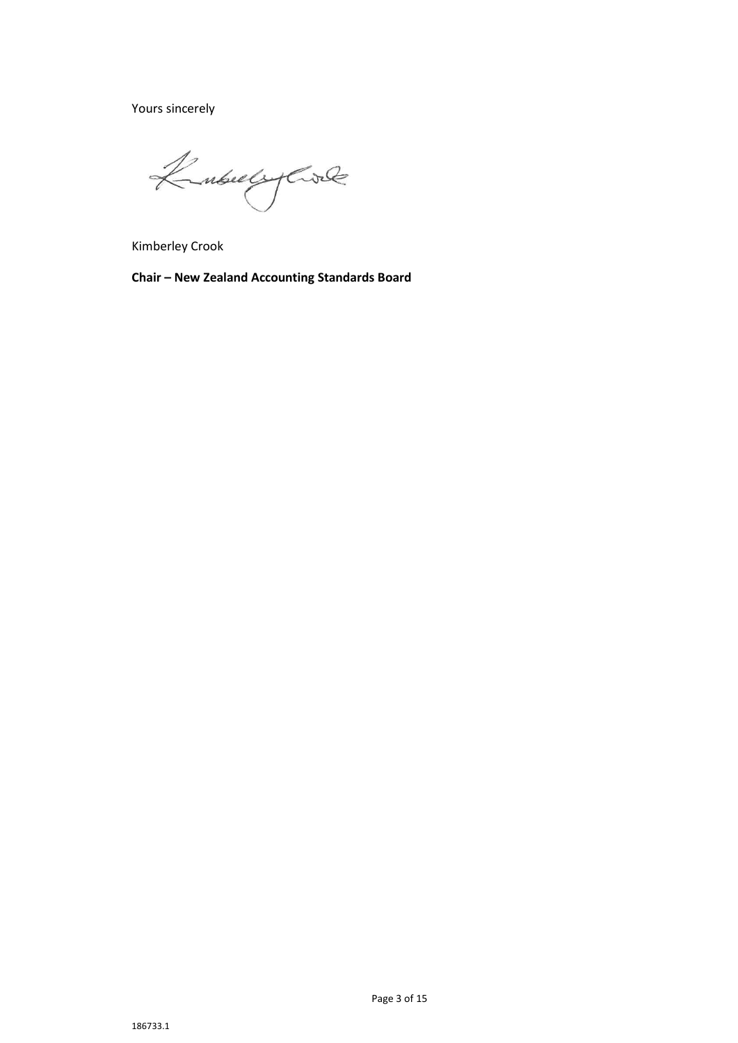Yours sincerely

Kimberley Crook

**Chair – New Zealand Accounting Standards Board**

186733.1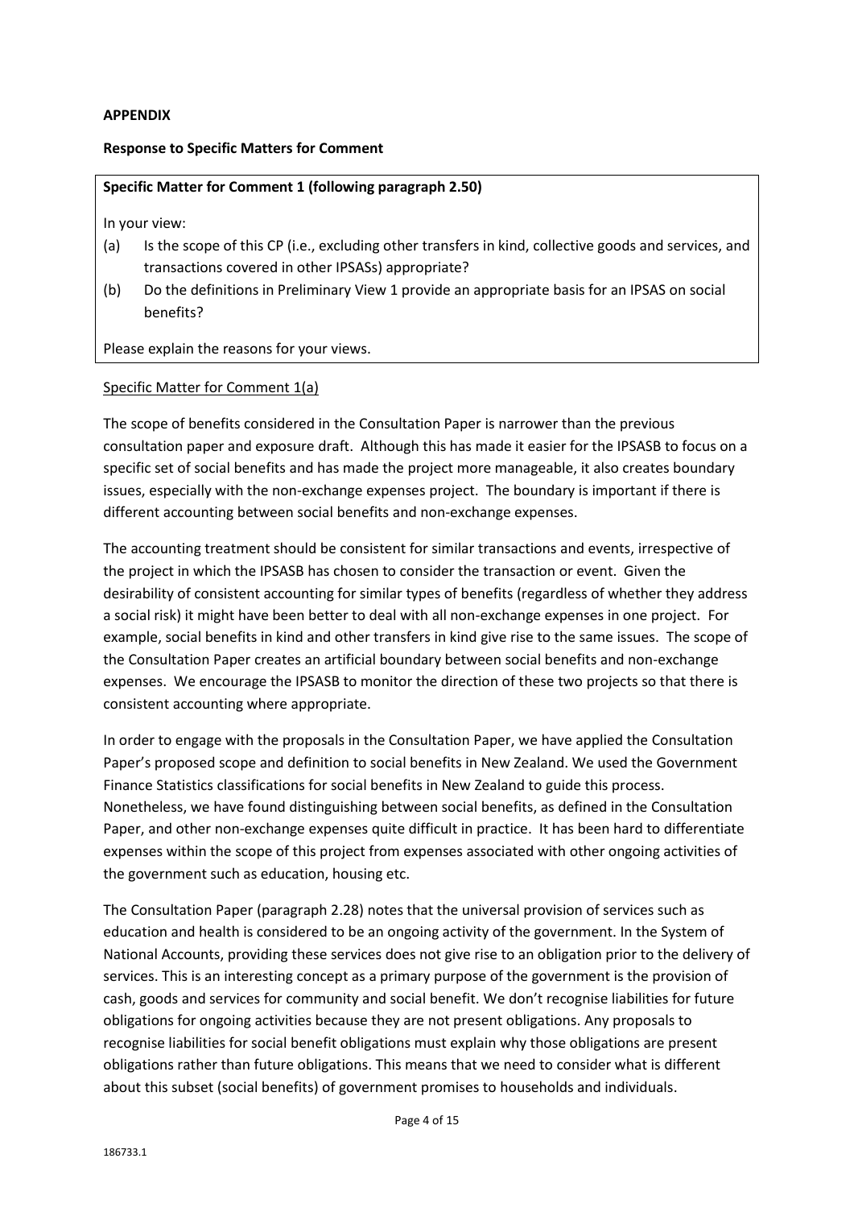**APPENDIX**

**Response to Specific Matters for Comment**

> **Specific Matter for Comment 1 (following paragraph 2.50)**
>
> In your view:
>
> (a) Is the scope of this CP (i.e., excluding other transfers in kind, collective goods and services, and transactions covered in other IPSASs) appropriate?
>
> (b) Do the definitions in Preliminary View 1 provide an appropriate basis for an IPSAS on social benefits?
>
> Please explain the reasons for your views.

Specific Matter for Comment 1(a)

The scope of benefits considered in the Consultation Paper is narrower than the previous consultation paper and exposure draft. Although this has made it easier for the IPSASB to focus on a specific set of social benefits and has made the project more manageable, it also creates boundary issues, especially with the non-exchange expenses project. The boundary is important if there is different accounting between social benefits and non-exchange expenses.

The accounting treatment should be consistent for similar transactions and events, irrespective of the project in which the IPSASB has chosen to consider the transaction or event. Given the desirability of consistent accounting for similar types of benefits (regardless of whether they address a social risk) it might have been better to deal with all non-exchange expenses in one project. For example, social benefits in kind and other transfers in kind give rise to the same issues. The scope of the Consultation Paper creates an artificial boundary between social benefits and non-exchange expenses. We encourage the IPSASB to monitor the direction of these two projects so that there is consistent accounting where appropriate.

In order to engage with the proposals in the Consultation Paper, we have applied the Consultation Paper's proposed scope and definition to social benefits in New Zealand. We used the Government Finance Statistics classifications for social benefits in New Zealand to guide this process. Nonetheless, we have found distinguishing between social benefits, as defined in the Consultation Paper, and other non-exchange expenses quite difficult in practice. It has been hard to differentiate expenses within the scope of this project from expenses associated with other ongoing activities of the government such as education, housing etc.

The Consultation Paper (paragraph 2.28) notes that the universal provision of services such as education and health is considered to be an ongoing activity of the government. In the System of National Accounts, providing these services does not give rise to an obligation prior to the delivery of services. This is an interesting concept as a primary purpose of the government is the provision of cash, goods and services for community and social benefit. We don't recognise liabilities for future obligations for ongoing activities because they are not present obligations. Any proposals to recognise liabilities for social benefit obligations must explain why those obligations are present obligations rather than future obligations. This means that we need to consider what is different about this subset (social benefits) of government promises to households and individuals.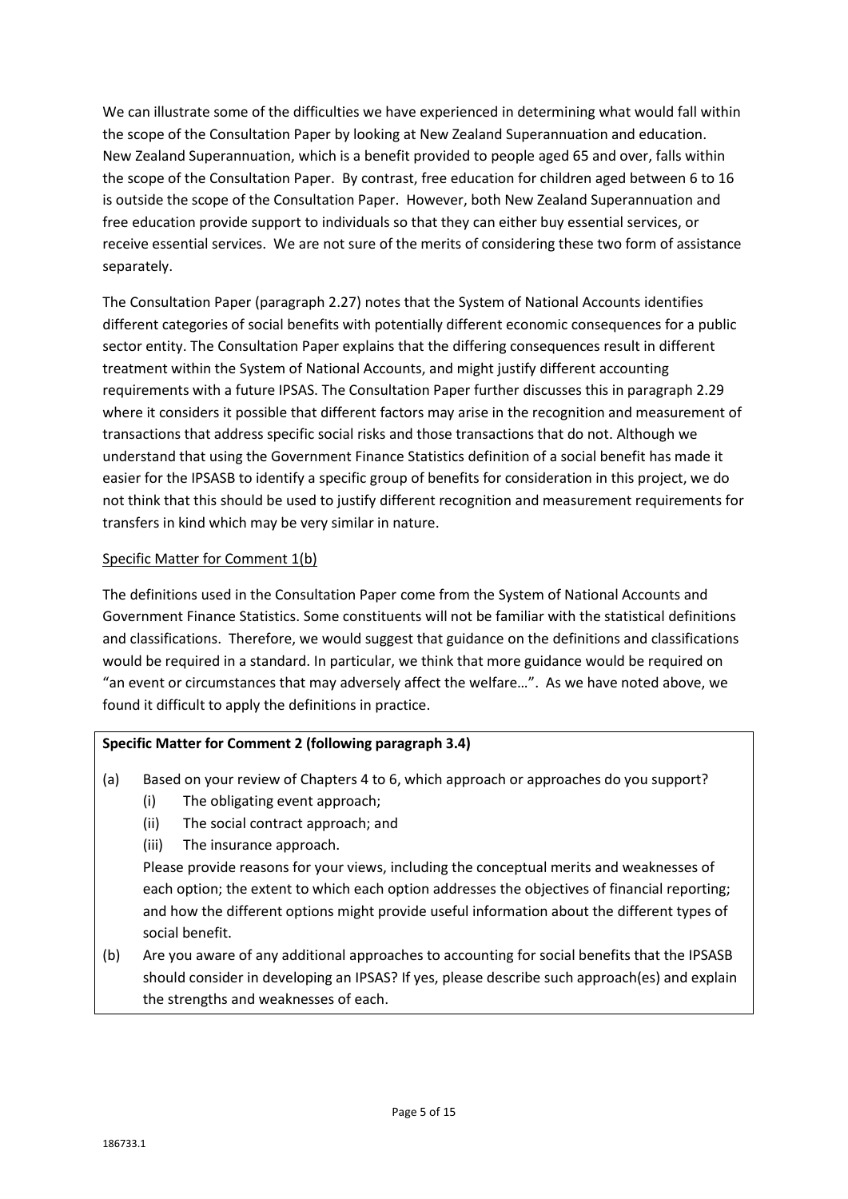We can illustrate some of the difficulties we have experienced in determining what would fall within the scope of the Consultation Paper by looking at New Zealand Superannuation and education. New Zealand Superannuation, which is a benefit provided to people aged 65 and over, falls within the scope of the Consultation Paper. By contrast, free education for children aged between 6 to 16 is outside the scope of the Consultation Paper. However, both New Zealand Superannuation and free education provide support to individuals so that they can either buy essential services, or receive essential services. We are not sure of the merits of considering these two form of assistance separately.

The Consultation Paper (paragraph 2.27) notes that the System of National Accounts identifies different categories of social benefits with potentially different economic consequences for a public sector entity. The Consultation Paper explains that the differing consequences result in different treatment within the System of National Accounts, and might justify different accounting requirements with a future IPSAS. The Consultation Paper further discusses this in paragraph 2.29 where it considers it possible that different factors may arise in the recognition and measurement of transactions that address specific social risks and those transactions that do not. Although we understand that using the Government Finance Statistics definition of a social benefit has made it easier for the IPSASB to identify a specific group of benefits for consideration in this project, we do not think that this should be used to justify different recognition and measurement requirements for transfers in kind which may be very similar in nature.

<u>Specific Matter for Comment 1(b)</u>

The definitions used in the Consultation Paper come from the System of National Accounts and Government Finance Statistics. Some constituents will not be familiar with the statistical definitions and classifications. Therefore, we would suggest that guidance on the definitions and classifications would be required in a standard. In particular, we think that more guidance would be required on "an event or circumstances that may adversely affect the welfare…". As we have noted above, we found it difficult to apply the definitions in practice.

**Specific Matter for Comment 2 (following paragraph 3.4)**

(a) Based on your review of Chapters 4 to 6, which approach or approaches do you support?

  (i) The obligating event approach;

  (ii) The social contract approach; and

  (iii) The insurance approach.

  Please provide reasons for your views, including the conceptual merits and weaknesses of each option; the extent to which each option addresses the objectives of financial reporting; and how the different options might provide useful information about the different types of social benefit.

(b) Are you aware of any additional approaches to accounting for social benefits that the IPSASB should consider in developing an IPSAS? If yes, please describe such approach(es) and explain the strengths and weaknesses of each.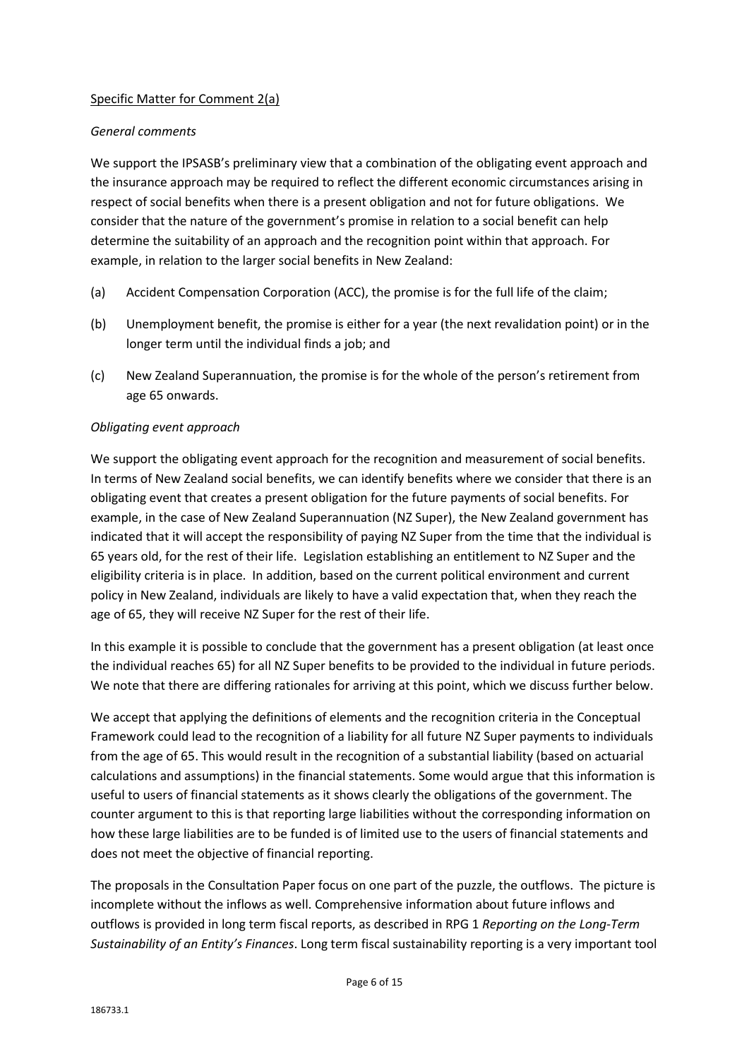Specific Matter for Comment 2(a)

*General comments*

We support the IPSASB's preliminary view that a combination of the obligating event approach and the insurance approach may be required to reflect the different economic circumstances arising in respect of social benefits when there is a present obligation and not for future obligations. We consider that the nature of the government's promise in relation to a social benefit can help determine the suitability of an approach and the recognition point within that approach. For example, in relation to the larger social benefits in New Zealand:

(a) Accident Compensation Corporation (ACC), the promise is for the full life of the claim;

(b) Unemployment benefit, the promise is either for a year (the next revalidation point) or in the longer term until the individual finds a job; and

(c) New Zealand Superannuation, the promise is for the whole of the person's retirement from age 65 onwards.

*Obligating event approach*

We support the obligating event approach for the recognition and measurement of social benefits. In terms of New Zealand social benefits, we can identify benefits where we consider that there is an obligating event that creates a present obligation for the future payments of social benefits. For example, in the case of New Zealand Superannuation (NZ Super), the New Zealand government has indicated that it will accept the responsibility of paying NZ Super from the time that the individual is 65 years old, for the rest of their life. Legislation establishing an entitlement to NZ Super and the eligibility criteria is in place. In addition, based on the current political environment and current policy in New Zealand, individuals are likely to have a valid expectation that, when they reach the age of 65, they will receive NZ Super for the rest of their life.

In this example it is possible to conclude that the government has a present obligation (at least once the individual reaches 65) for all NZ Super benefits to be provided to the individual in future periods. We note that there are differing rationales for arriving at this point, which we discuss further below.

We accept that applying the definitions of elements and the recognition criteria in the Conceptual Framework could lead to the recognition of a liability for all future NZ Super payments to individuals from the age of 65. This would result in the recognition of a substantial liability (based on actuarial calculations and assumptions) in the financial statements. Some would argue that this information is useful to users of financial statements as it shows clearly the obligations of the government. The counter argument to this is that reporting large liabilities without the corresponding information on how these large liabilities are to be funded is of limited use to the users of financial statements and does not meet the objective of financial reporting.

The proposals in the Consultation Paper focus on one part of the puzzle, the outflows. The picture is incomplete without the inflows as well. Comprehensive information about future inflows and outflows is provided in long term fiscal reports, as described in RPG 1 *Reporting on the Long-Term Sustainability of an Entity's Finances*. Long term fiscal sustainability reporting is a very important tool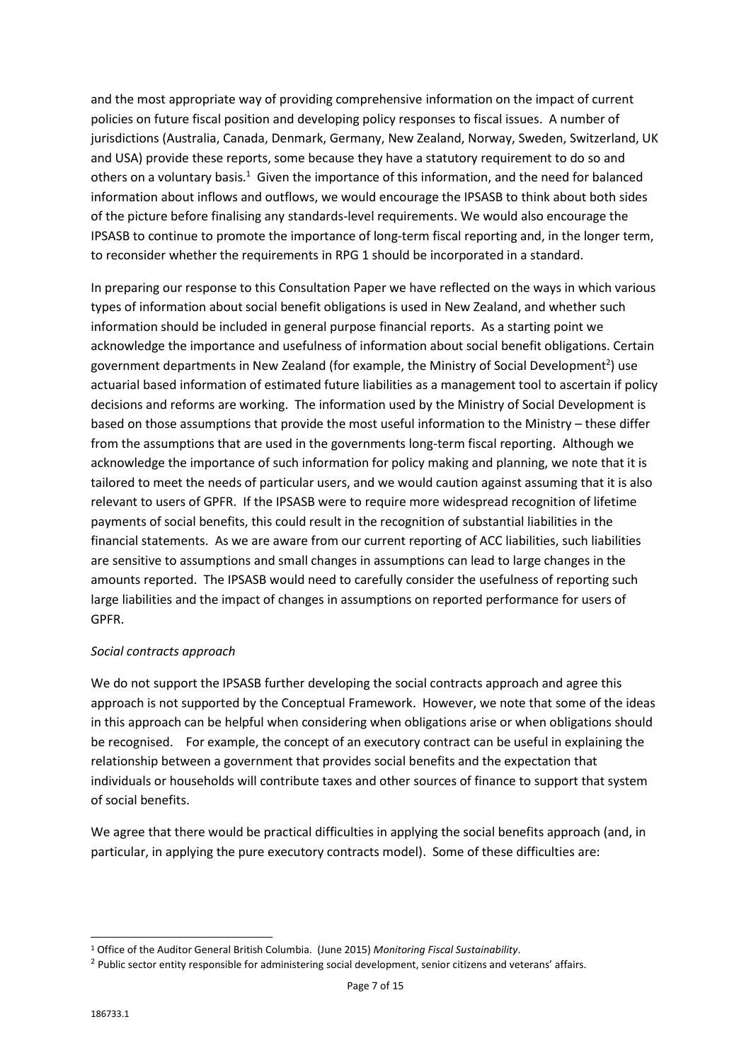and the most appropriate way of providing comprehensive information on the impact of current policies on future fiscal position and developing policy responses to fiscal issues. A number of jurisdictions (Australia, Canada, Denmark, Germany, New Zealand, Norway, Sweden, Switzerland, UK and USA) provide these reports, some because they have a statutory requirement to do so and others on a voluntary basis.[1] Given the importance of this information, and the need for balanced information about inflows and outflows, we would encourage the IPSASB to think about both sides of the picture before finalising any standards-level requirements. We would also encourage the IPSASB to continue to promote the importance of long-term fiscal reporting and, in the longer term, to reconsider whether the requirements in RPG 1 should be incorporated in a standard.

In preparing our response to this Consultation Paper we have reflected on the ways in which various types of information about social benefit obligations is used in New Zealand, and whether such information should be included in general purpose financial reports. As a starting point we acknowledge the importance and usefulness of information about social benefit obligations. Certain government departments in New Zealand (for example, the Ministry of Social Development[2]) use actuarial based information of estimated future liabilities as a management tool to ascertain if policy decisions and reforms are working. The information used by the Ministry of Social Development is based on those assumptions that provide the most useful information to the Ministry – these differ from the assumptions that are used in the governments long-term fiscal reporting. Although we acknowledge the importance of such information for policy making and planning, we note that it is tailored to meet the needs of particular users, and we would caution against assuming that it is also relevant to users of GPFR. If the IPSASB were to require more widespread recognition of lifetime payments of social benefits, this could result in the recognition of substantial liabilities in the financial statements. As we are aware from our current reporting of ACC liabilities, such liabilities are sensitive to assumptions and small changes in assumptions can lead to large changes in the amounts reported. The IPSASB would need to carefully consider the usefulness of reporting such large liabilities and the impact of changes in assumptions on reported performance for users of GPFR.

*Social contracts approach*

We do not support the IPSASB further developing the social contracts approach and agree this approach is not supported by the Conceptual Framework. However, we note that some of the ideas in this approach can be helpful when considering when obligations arise or when obligations should be recognised. For example, the concept of an executory contract can be useful in explaining the relationship between a government that provides social benefits and the expectation that individuals or households will contribute taxes and other sources of finance to support that system of social benefits.

We agree that there would be practical difficulties in applying the social benefits approach (and, in particular, in applying the pure executory contracts model). Some of these difficulties are:

---

[1] Office of the Auditor General British Columbia. (June 2015) *Monitoring Fiscal Sustainability*.

[2] Public sector entity responsible for administering social development, senior citizens and veterans' affairs.

186733.1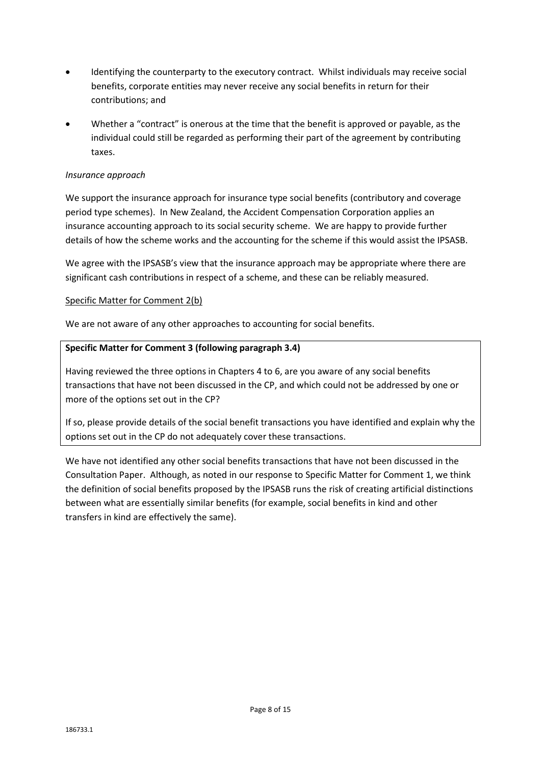- Identifying the counterparty to the executory contract. Whilst individuals may receive social benefits, corporate entities may never receive any social benefits in return for their contributions; and
- Whether a "contract" is onerous at the time that the benefit is approved or payable, as the individual could still be regarded as performing their part of the agreement by contributing taxes.

*Insurance approach*

We support the insurance approach for insurance type social benefits (contributory and coverage period type schemes). In New Zealand, the Accident Compensation Corporation applies an insurance accounting approach to its social security scheme. We are happy to provide further details of how the scheme works and the accounting for the scheme if this would assist the IPSASB.

We agree with the IPSASB's view that the insurance approach may be appropriate where there are significant cash contributions in respect of a scheme, and these can be reliably measured.

<u>Specific Matter for Comment 2(b)</u>

We are not aware of any other approaches to accounting for social benefits.

**Specific Matter for Comment 3 (following paragraph 3.4)**

Having reviewed the three options in Chapters 4 to 6, are you aware of any social benefits transactions that have not been discussed in the CP, and which could not be addressed by one or more of the options set out in the CP?

If so, please provide details of the social benefit transactions you have identified and explain why the options set out in the CP do not adequately cover these transactions.

We have not identified any other social benefits transactions that have not been discussed in the Consultation Paper. Although, as noted in our response to Specific Matter for Comment 1, we think the definition of social benefits proposed by the IPSASB runs the risk of creating artificial distinctions between what are essentially similar benefits (for example, social benefits in kind and other transfers in kind are effectively the same).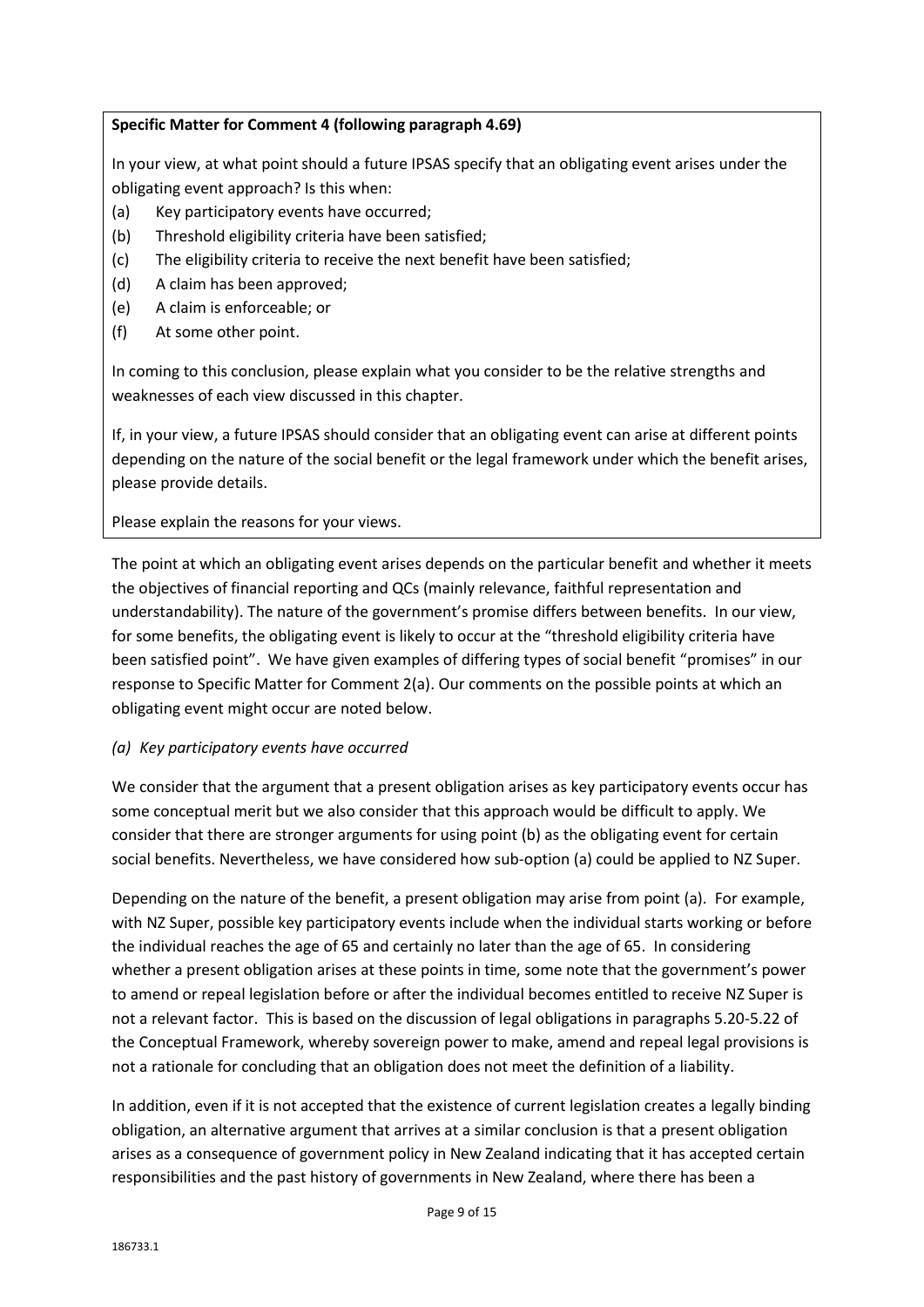**Specific Matter for Comment 4 (following paragraph 4.69)**

In your view, at what point should a future IPSAS specify that an obligating event arises under the obligating event approach? Is this when:

(a) Key participatory events have occurred;
(b) Threshold eligibility criteria have been satisfied;
(c) The eligibility criteria to receive the next benefit have been satisfied;
(d) A claim has been approved;
(e) A claim is enforceable; or
(f) At some other point.

In coming to this conclusion, please explain what you consider to be the relative strengths and weaknesses of each view discussed in this chapter.

If, in your view, a future IPSAS should consider that an obligating event can arise at different points depending on the nature of the social benefit or the legal framework under which the benefit arises, please provide details.

Please explain the reasons for your views.

The point at which an obligating event arises depends on the particular benefit and whether it meets the objectives of financial reporting and QCs (mainly relevance, faithful representation and understandability). The nature of the government's promise differs between benefits. In our view, for some benefits, the obligating event is likely to occur at the "threshold eligibility criteria have been satisfied point". We have given examples of differing types of social benefit "promises" in our response to Specific Matter for Comment 2(a). Our comments on the possible points at which an obligating event might occur are noted below.

*(a) Key participatory events have occurred*

We consider that the argument that a present obligation arises as key participatory events occur has some conceptual merit but we also consider that this approach would be difficult to apply. We consider that there are stronger arguments for using point (b) as the obligating event for certain social benefits. Nevertheless, we have considered how sub-option (a) could be applied to NZ Super.

Depending on the nature of the benefit, a present obligation may arise from point (a). For example, with NZ Super, possible key participatory events include when the individual starts working or before the individual reaches the age of 65 and certainly no later than the age of 65. In considering whether a present obligation arises at these points in time, some note that the government's power to amend or repeal legislation before or after the individual becomes entitled to receive NZ Super is not a relevant factor. This is based on the discussion of legal obligations in paragraphs 5.20-5.22 of the Conceptual Framework, whereby sovereign power to make, amend and repeal legal provisions is not a rationale for concluding that an obligation does not meet the definition of a liability.

In addition, even if it is not accepted that the existence of current legislation creates a legally binding obligation, an alternative argument that arrives at a similar conclusion is that a present obligation arises as a consequence of government policy in New Zealand indicating that it has accepted certain responsibilities and the past history of governments in New Zealand, where there has been a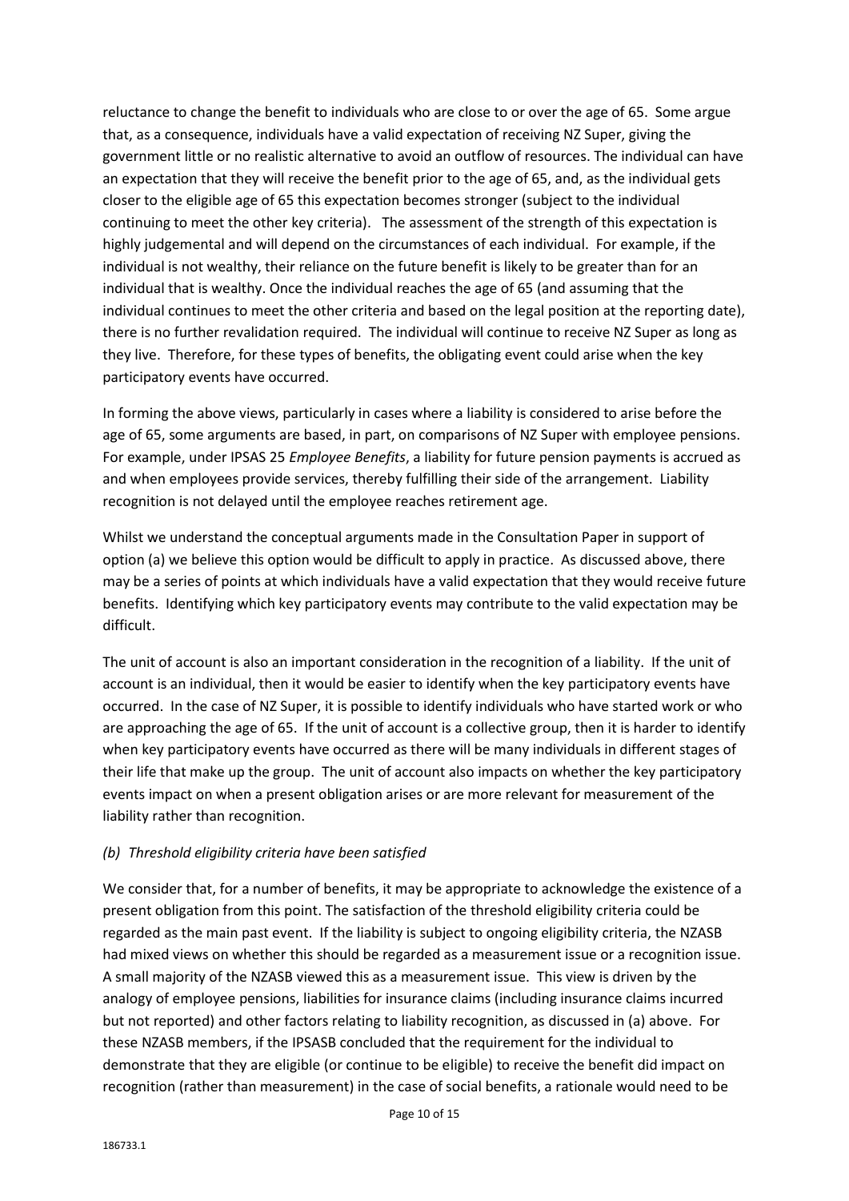reluctance to change the benefit to individuals who are close to or over the age of 65. Some argue that, as a consequence, individuals have a valid expectation of receiving NZ Super, giving the government little or no realistic alternative to avoid an outflow of resources. The individual can have an expectation that they will receive the benefit prior to the age of 65, and, as the individual gets closer to the eligible age of 65 this expectation becomes stronger (subject to the individual continuing to meet the other key criteria). The assessment of the strength of this expectation is highly judgemental and will depend on the circumstances of each individual. For example, if the individual is not wealthy, their reliance on the future benefit is likely to be greater than for an individual that is wealthy. Once the individual reaches the age of 65 (and assuming that the individual continues to meet the other criteria and based on the legal position at the reporting date), there is no further revalidation required. The individual will continue to receive NZ Super as long as they live. Therefore, for these types of benefits, the obligating event could arise when the key participatory events have occurred.

In forming the above views, particularly in cases where a liability is considered to arise before the age of 65, some arguments are based, in part, on comparisons of NZ Super with employee pensions. For example, under IPSAS 25 *Employee Benefits*, a liability for future pension payments is accrued as and when employees provide services, thereby fulfilling their side of the arrangement. Liability recognition is not delayed until the employee reaches retirement age.

Whilst we understand the conceptual arguments made in the Consultation Paper in support of option (a) we believe this option would be difficult to apply in practice. As discussed above, there may be a series of points at which individuals have a valid expectation that they would receive future benefits. Identifying which key participatory events may contribute to the valid expectation may be difficult.

The unit of account is also an important consideration in the recognition of a liability. If the unit of account is an individual, then it would be easier to identify when the key participatory events have occurred. In the case of NZ Super, it is possible to identify individuals who have started work or who are approaching the age of 65. If the unit of account is a collective group, then it is harder to identify when key participatory events have occurred as there will be many individuals in different stages of their life that make up the group. The unit of account also impacts on whether the key participatory events impact on when a present obligation arises or are more relevant for measurement of the liability rather than recognition.

*(b) Threshold eligibility criteria have been satisfied*

We consider that, for a number of benefits, it may be appropriate to acknowledge the existence of a present obligation from this point. The satisfaction of the threshold eligibility criteria could be regarded as the main past event. If the liability is subject to ongoing eligibility criteria, the NZASB had mixed views on whether this should be regarded as a measurement issue or a recognition issue. A small majority of the NZASB viewed this as a measurement issue. This view is driven by the analogy of employee pensions, liabilities for insurance claims (including insurance claims incurred but not reported) and other factors relating to liability recognition, as discussed in (a) above. For these NZASB members, if the IPSASB concluded that the requirement for the individual to demonstrate that they are eligible (or continue to be eligible) to receive the benefit did impact on recognition (rather than measurement) in the case of social benefits, a rationale would need to be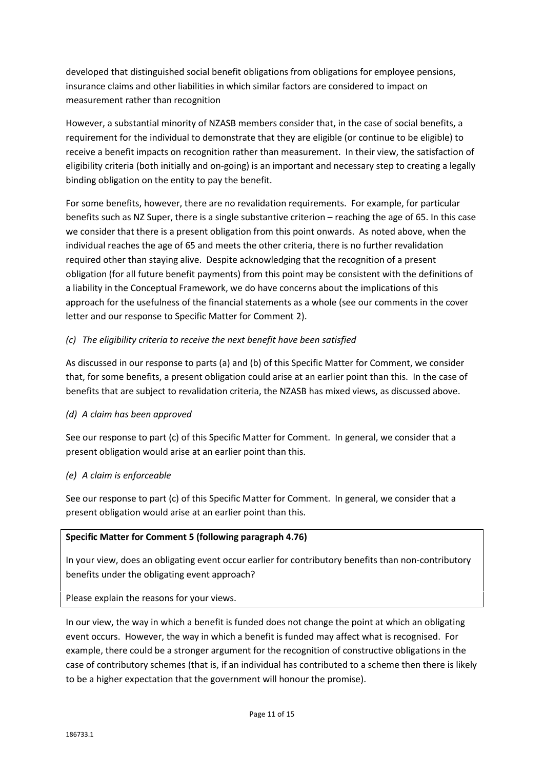developed that distinguished social benefit obligations from obligations for employee pensions, insurance claims and other liabilities in which similar factors are considered to impact on measurement rather than recognition

However, a substantial minority of NZASB members consider that, in the case of social benefits, a requirement for the individual to demonstrate that they are eligible (or continue to be eligible) to receive a benefit impacts on recognition rather than measurement. In their view, the satisfaction of eligibility criteria (both initially and on-going) is an important and necessary step to creating a legally binding obligation on the entity to pay the benefit.

For some benefits, however, there are no revalidation requirements. For example, for particular benefits such as NZ Super, there is a single substantive criterion – reaching the age of 65. In this case we consider that there is a present obligation from this point onwards. As noted above, when the individual reaches the age of 65 and meets the other criteria, there is no further revalidation required other than staying alive. Despite acknowledging that the recognition of a present obligation (for all future benefit payments) from this point may be consistent with the definitions of a liability in the Conceptual Framework, we do have concerns about the implications of this approach for the usefulness of the financial statements as a whole (see our comments in the cover letter and our response to Specific Matter for Comment 2).

*(c) The eligibility criteria to receive the next benefit have been satisfied*

As discussed in our response to parts (a) and (b) of this Specific Matter for Comment, we consider that, for some benefits, a present obligation could arise at an earlier point than this. In the case of benefits that are subject to revalidation criteria, the NZASB has mixed views, as discussed above.

*(d) A claim has been approved*

See our response to part (c) of this Specific Matter for Comment. In general, we consider that a present obligation would arise at an earlier point than this.

*(e) A claim is enforceable*

See our response to part (c) of this Specific Matter for Comment. In general, we consider that a present obligation would arise at an earlier point than this.

**Specific Matter for Comment 5 (following paragraph 4.76)**

In your view, does an obligating event occur earlier for contributory benefits than non-contributory benefits under the obligating event approach?

Please explain the reasons for your views.

In our view, the way in which a benefit is funded does not change the point at which an obligating event occurs. However, the way in which a benefit is funded may affect what is recognised. For example, there could be a stronger argument for the recognition of constructive obligations in the case of contributory schemes (that is, if an individual has contributed to a scheme then there is likely to be a higher expectation that the government will honour the promise).

186733.1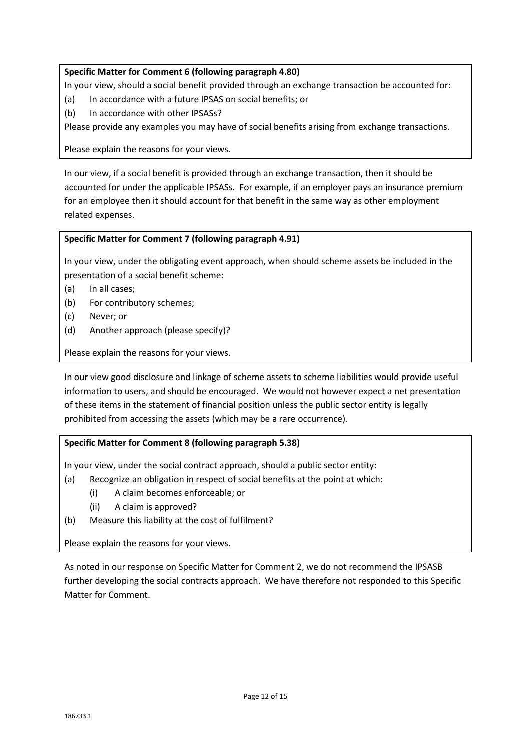**Specific Matter for Comment 6 (following paragraph 4.80)**

In your view, should a social benefit provided through an exchange transaction be accounted for:

(a) In accordance with a future IPSAS on social benefits; or

(b) In accordance with other IPSASs?

Please provide any examples you may have of social benefits arising from exchange transactions.

Please explain the reasons for your views.

In our view, if a social benefit is provided through an exchange transaction, then it should be accounted for under the applicable IPSASs. For example, if an employer pays an insurance premium for an employee then it should account for that benefit in the same way as other employment related expenses.

**Specific Matter for Comment 7 (following paragraph 4.91)**

In your view, under the obligating event approach, when should scheme assets be included in the presentation of a social benefit scheme:

(a) In all cases;

(b) For contributory schemes;

(c) Never; or

(d) Another approach (please specify)?

Please explain the reasons for your views.

In our view good disclosure and linkage of scheme assets to scheme liabilities would provide useful information to users, and should be encouraged. We would not however expect a net presentation of these items in the statement of financial position unless the public sector entity is legally prohibited from accessing the assets (which may be a rare occurrence).

**Specific Matter for Comment 8 (following paragraph 5.38)**

In your view, under the social contract approach, should a public sector entity:

(a) Recognize an obligation in respect of social benefits at the point at which:

 (i) A claim becomes enforceable; or

 (ii) A claim is approved?

(b) Measure this liability at the cost of fulfilment?

Please explain the reasons for your views.

As noted in our response on Specific Matter for Comment 2, we do not recommend the IPSASB further developing the social contracts approach. We have therefore not responded to this Specific Matter for Comment.

186733.1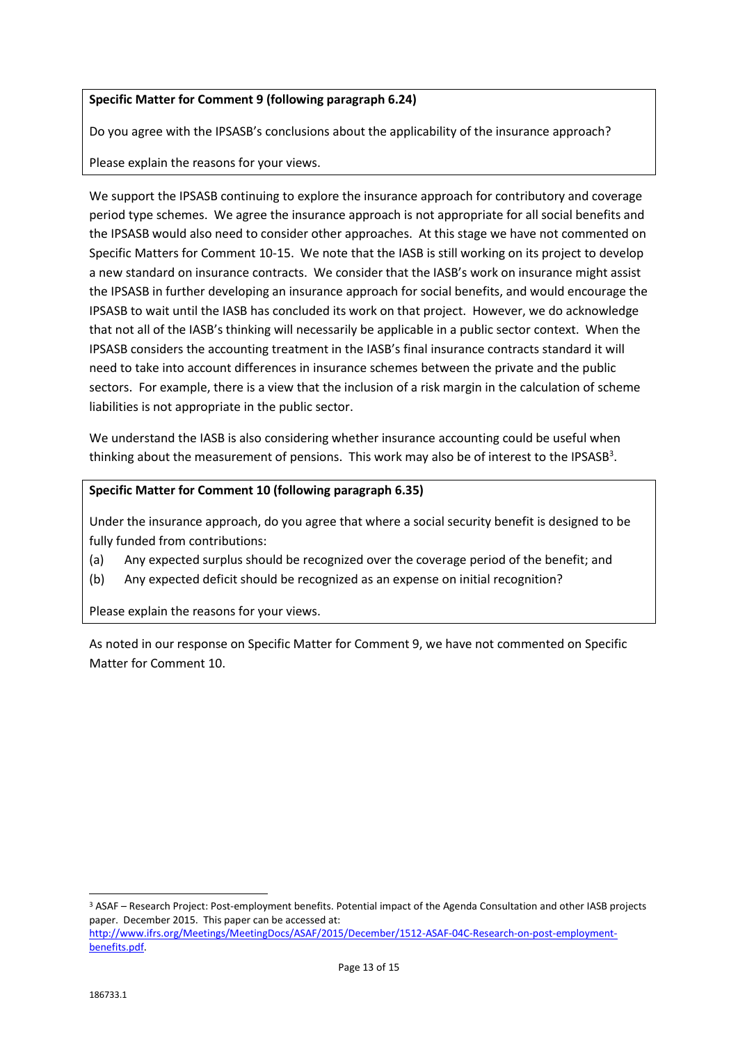**Specific Matter for Comment 9 (following paragraph 6.24)**

Do you agree with the IPSASB's conclusions about the applicability of the insurance approach?

Please explain the reasons for your views.

We support the IPSASB continuing to explore the insurance approach for contributory and coverage period type schemes. We agree the insurance approach is not appropriate for all social benefits and the IPSASB would also need to consider other approaches. At this stage we have not commented on Specific Matters for Comment 10-15. We note that the IASB is still working on its project to develop a new standard on insurance contracts. We consider that the IASB's work on insurance might assist the IPSASB in further developing an insurance approach for social benefits, and would encourage the IPSASB to wait until the IASB has concluded its work on that project. However, we do acknowledge that not all of the IASB's thinking will necessarily be applicable in a public sector context. When the IPSASB considers the accounting treatment in the IASB's final insurance contracts standard it will need to take into account differences in insurance schemes between the private and the public sectors. For example, there is a view that the inclusion of a risk margin in the calculation of scheme liabilities is not appropriate in the public sector.

We understand the IASB is also considering whether insurance accounting could be useful when thinking about the measurement of pensions. This work may also be of interest to the IPSASB[3].

**Specific Matter for Comment 10 (following paragraph 6.35)**

Under the insurance approach, do you agree that where a social security benefit is designed to be fully funded from contributions:

(a) Any expected surplus should be recognized over the coverage period of the benefit; and
(b) Any expected deficit should be recognized as an expense on initial recognition?

Please explain the reasons for your views.

As noted in our response on Specific Matter for Comment 9, we have not commented on Specific Matter for Comment 10.

[3] ASAF – Research Project: Post-employment benefits. Potential impact of the Agenda Consultation and other IASB projects paper. December 2015. This paper can be accessed at: http://www.ifrs.org/Meetings/MeetingDocs/ASAF/2015/December/1512-ASAF-04C-Research-on-post-employment-benefits.pdf.

186733.1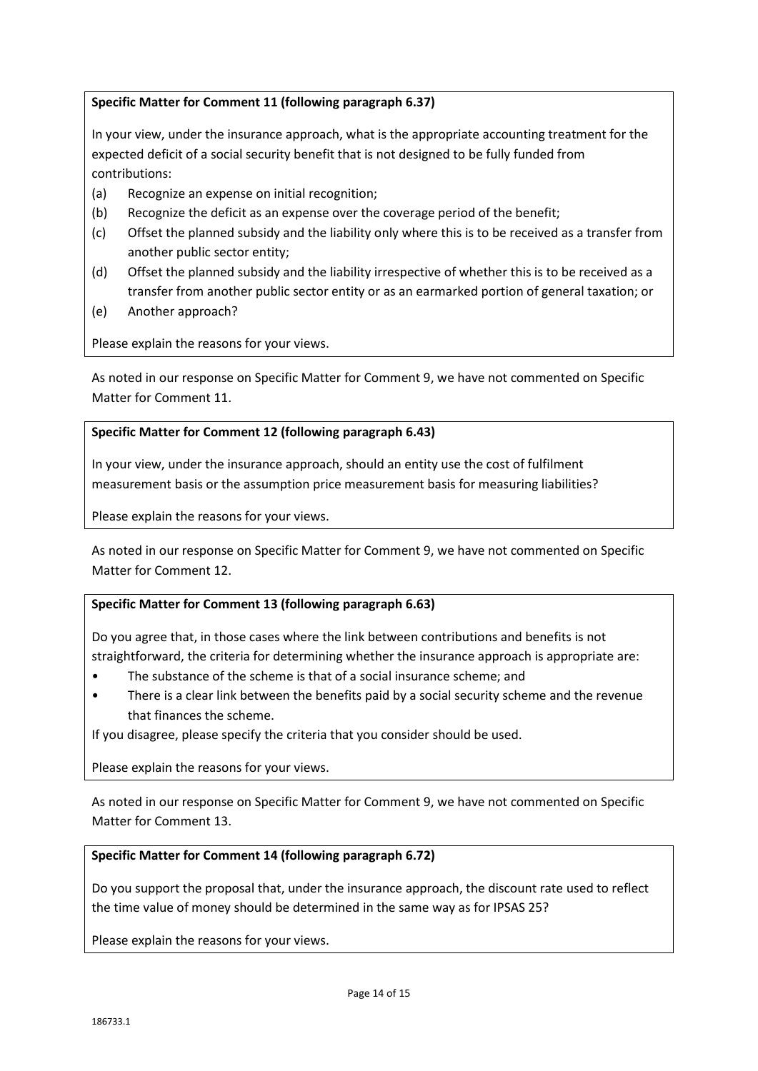**Specific Matter for Comment 11 (following paragraph 6.37)**

In your view, under the insurance approach, what is the appropriate accounting treatment for the expected deficit of a social security benefit that is not designed to be fully funded from contributions:

(a) Recognize an expense on initial recognition;
(b) Recognize the deficit as an expense over the coverage period of the benefit;
(c) Offset the planned subsidy and the liability only where this is to be received as a transfer from another public sector entity;
(d) Offset the planned subsidy and the liability irrespective of whether this is to be received as a transfer from another public sector entity or as an earmarked portion of general taxation; or
(e) Another approach?

Please explain the reasons for your views.

As noted in our response on Specific Matter for Comment 9, we have not commented on Specific Matter for Comment 11.

**Specific Matter for Comment 12 (following paragraph 6.43)**

In your view, under the insurance approach, should an entity use the cost of fulfilment measurement basis or the assumption price measurement basis for measuring liabilities?

Please explain the reasons for your views.

As noted in our response on Specific Matter for Comment 9, we have not commented on Specific Matter for Comment 12.

**Specific Matter for Comment 13 (following paragraph 6.63)**

Do you agree that, in those cases where the link between contributions and benefits is not straightforward, the criteria for determining whether the insurance approach is appropriate are:

- The substance of the scheme is that of a social insurance scheme; and
- There is a clear link between the benefits paid by a social security scheme and the revenue that finances the scheme.

If you disagree, please specify the criteria that you consider should be used.

Please explain the reasons for your views.

As noted in our response on Specific Matter for Comment 9, we have not commented on Specific Matter for Comment 13.

**Specific Matter for Comment 14 (following paragraph 6.72)**

Do you support the proposal that, under the insurance approach, the discount rate used to reflect the time value of money should be determined in the same way as for IPSAS 25?

Please explain the reasons for your views.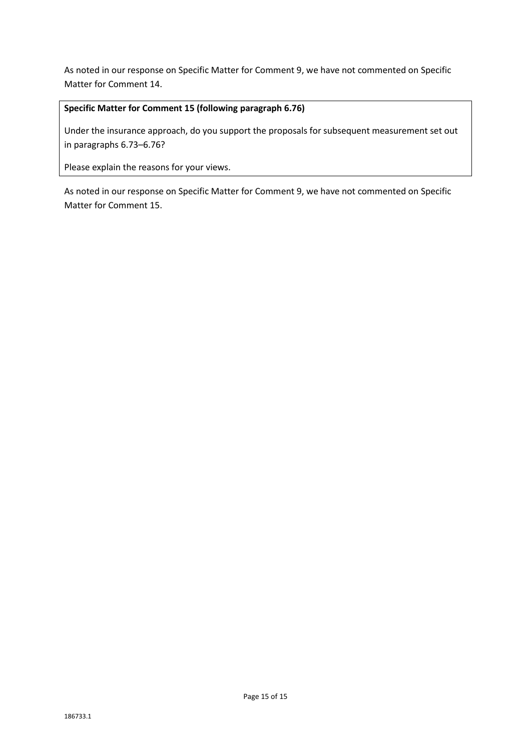As noted in our response on Specific Matter for Comment 9, we have not commented on Specific Matter for Comment 14.

**Specific Matter for Comment 15 (following paragraph 6.76)**

Under the insurance approach, do you support the proposals for subsequent measurement set out in paragraphs 6.73–6.76?

Please explain the reasons for your views.

As noted in our response on Specific Matter for Comment 9, we have not commented on Specific Matter for Comment 15.